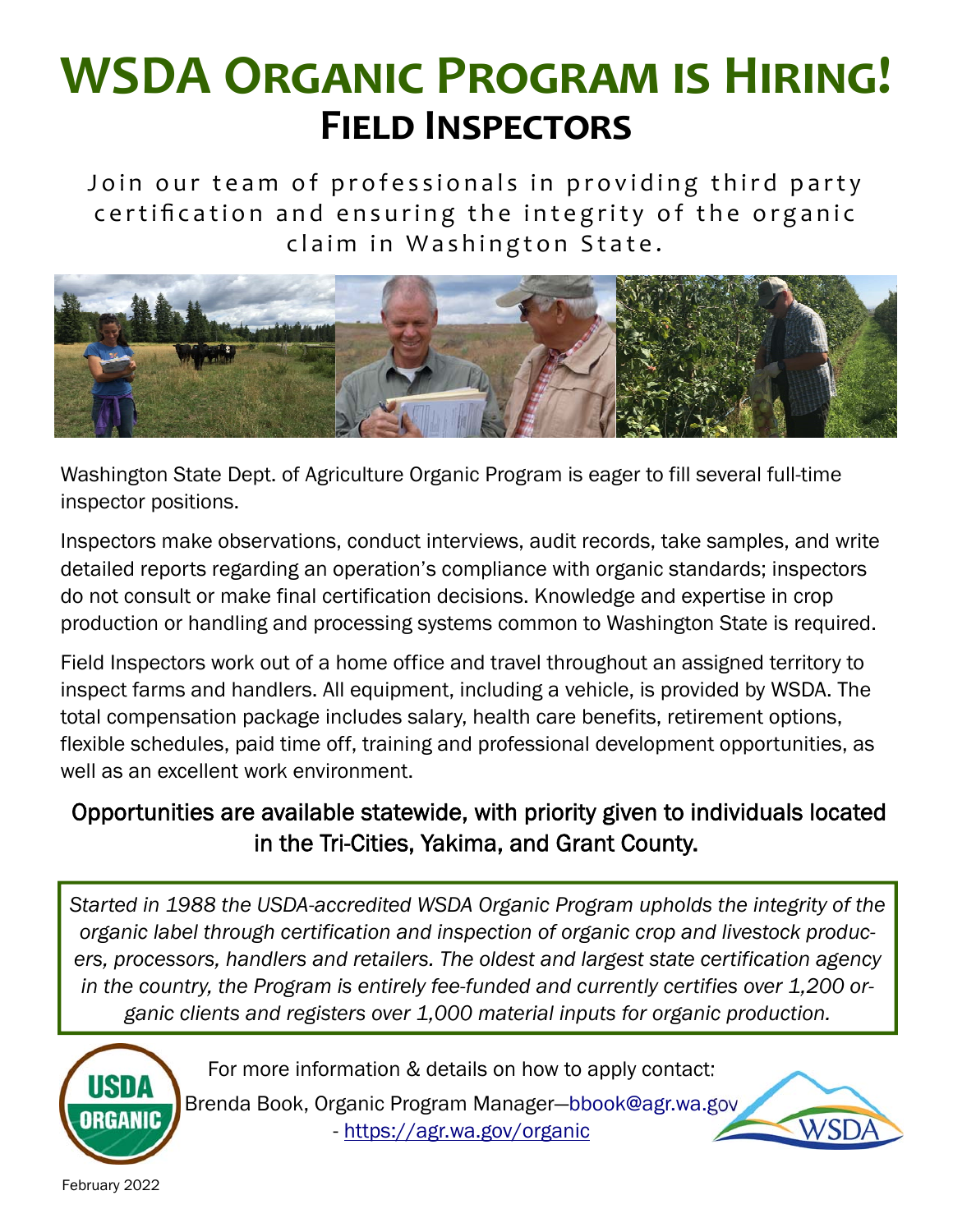# WSDA Organic Program is Hiring!

## Field Inspectors

Join our team of professionals in providing third party certification and ensuring the integrity of the organic claim in Washington State.

Washington State Dept. of Agriculture Organic Program is eager to fill several full-time inspector positions.

Inspectors make observations, conduct interviews, audit records, take samples, and write detailed reports regarding an operation's compliance with organic standards; inspectors do not consult or make final certification decisions. Knowledge and expertise in crop production or handling and processing systems common to Washington State is required.

Field Inspectors work out of a home office and travel throughout an assigned territory to inspect farms and handlers. All equipment, including a vehicle, is provided by WSDA. The total compensation package includes salary, health care benefits, retirement options, flexible schedules, paid time off, training and professional development opportunities, as well as an excellent work environment.

### Opportunities are available statewide, with priority given to individuals located in the Tri-Cities, Yakima, and Grant County.

*Started in 1988 the USDA-accredited WSDA Organic Program upholds the integrity of the organic label through certification and inspection of organic crop and livestock producers, processors, handlers and retailers. The oldest and largest state certification agency in the country, the Program is entirely fee-funded and currently certifies over 1,200 organic clients and registers over 1,000 material inputs for organic production.*

For more information & details on how to apply contact:

Brenda Book, Organic Program Manager—bbook@agr.wa.gov - https://agr.wa.gov/organic

February 2022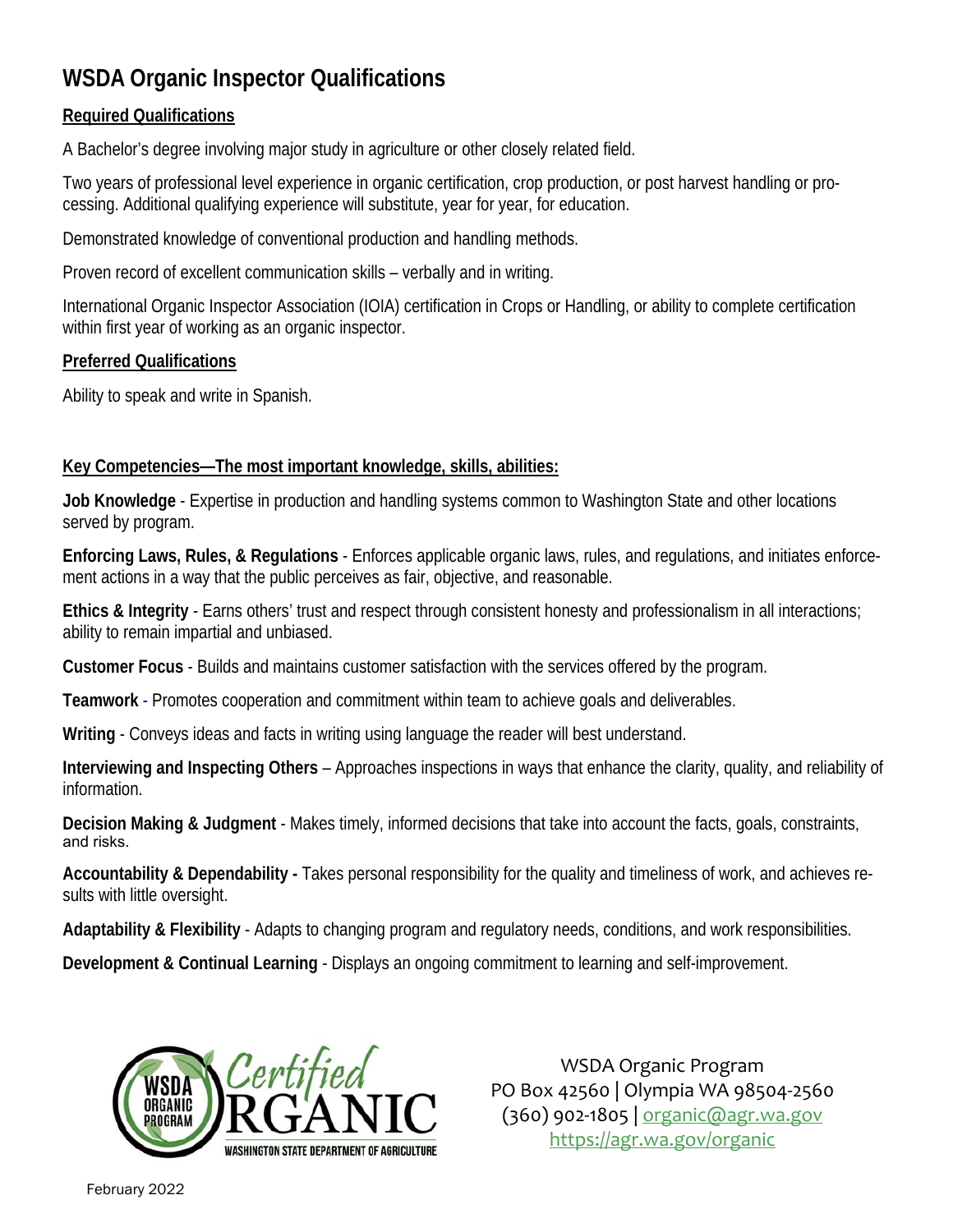# WSDA Organic Inspector Qualifications

## Required Qualifications

A Bachelor's degree involving major study in agriculture or other closely related field.

Two years of professional level experience in organic certification, crop production, or post harvest handling or processing. Additional qualifying experience will substitute, year for year, for education.

Demonstrated knowledge of conventional production and handling methods.

Proven record of excellent communication skills – verbally and in writing.

International Organic Inspector Association (IOIA) certification in Crops or Handling, or ability to complete certification within first year of working as an organic inspector.

## Preferred Qualifications

Ability to speak and write in Spanish.

## Key Competencies—The most important knowledge, skills, abilities:

**Job Knowledge** - Expertise in production and handling systems common to Washington State and other locations served by program.

**Enforcing Laws, Rules, & Regulations** - Enforces applicable organic laws, rules, and regulations, and initiates enforcement actions in a way that the public perceives as fair, objective, and reasonable.

**Ethics & Integrity** - Earns others' trust and respect through consistent honesty and professionalism in all interactions; ability to remain impartial and unbiased.

**Customer Focus** - Builds and maintains customer satisfaction with the services offered by the program.

**Teamwork** - Promotes cooperation and commitment within team to achieve goals and deliverables.

**Writing** - Conveys ideas and facts in writing using language the reader will best understand.

**Interviewing and Inspecting Others** – Approaches inspections in ways that enhance the clarity, quality, and reliability of information.

**Decision Making & Judgment** - Makes timely, informed decisions that take into account the facts, goals, constraints, and risks.

**Accountability & Dependability -** Takes personal responsibility for the quality and timeliness of work, and achieves results with little oversight.

**Adaptability & Flexibility** - Adapts to changing program and regulatory needs, conditions, and work responsibilities.

**Development & Continual Learning** - Displays an ongoing commitment to learning and self-improvement.

WSDA Organic Program
PO Box 42560 | Olympia WA 98504-2560
(360) 902-1805 | organic@agr.wa.gov
https://agr.wa.gov/organic

February 2022